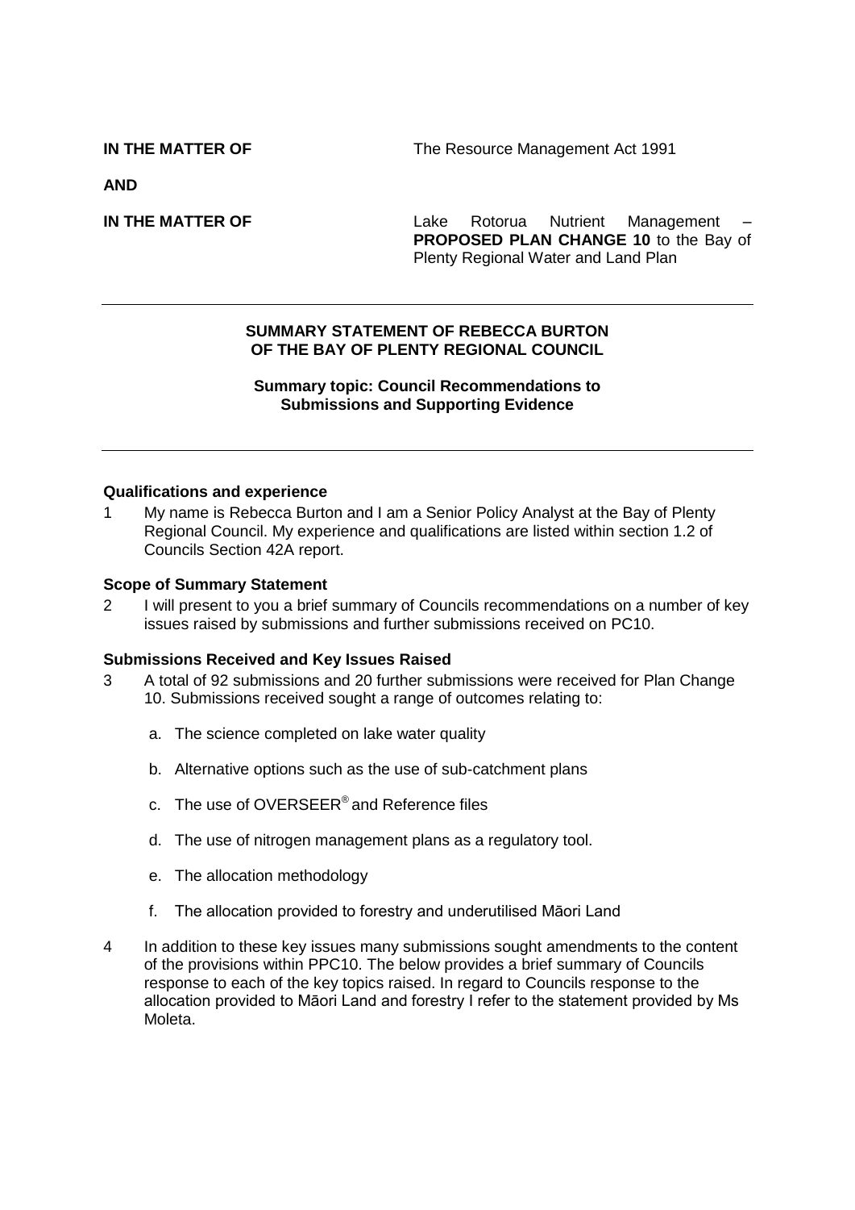**IN THE MATTER OF** The Resource Management Act 1991

**AND**

**IN THE MATTER OF** Lake Rotorua Nutrient Management – **PROPOSED PLAN CHANGE 10** to the Bay of Plenty Regional Water and Land Plan

---

**SUMMARY STATEMENT OF REBECCA BURTON OF THE BAY OF PLENTY REGIONAL COUNCIL**

**Summary topic: Council Recommendations to Submissions and Supporting Evidence**

---

**Qualifications and experience**

1 My name is Rebecca Burton and I am a Senior Policy Analyst at the Bay of Plenty Regional Council. My experience and qualifications are listed within section 1.2 of Councils Section 42A report.

**Scope of Summary Statement**

2 I will present to you a brief summary of Councils recommendations on a number of key issues raised by submissions and further submissions received on PC10.

**Submissions Received and Key Issues Raised**

3 A total of 92 submissions and 20 further submissions were received for Plan Change 10. Submissions received sought a range of outcomes relating to:

a. The science completed on lake water quality

b. Alternative options such as the use of sub-catchment plans

c. The use of OVERSEER® and Reference files

d. The use of nitrogen management plans as a regulatory tool.

e. The allocation methodology

f. The allocation provided to forestry and underutilised Māori Land

4 In addition to these key issues many submissions sought amendments to the content of the provisions within PPC10. The below provides a brief summary of Councils response to each of the key topics raised. In regard to Councils response to the allocation provided to Māori Land and forestry I refer to the statement provided by Ms Moleta.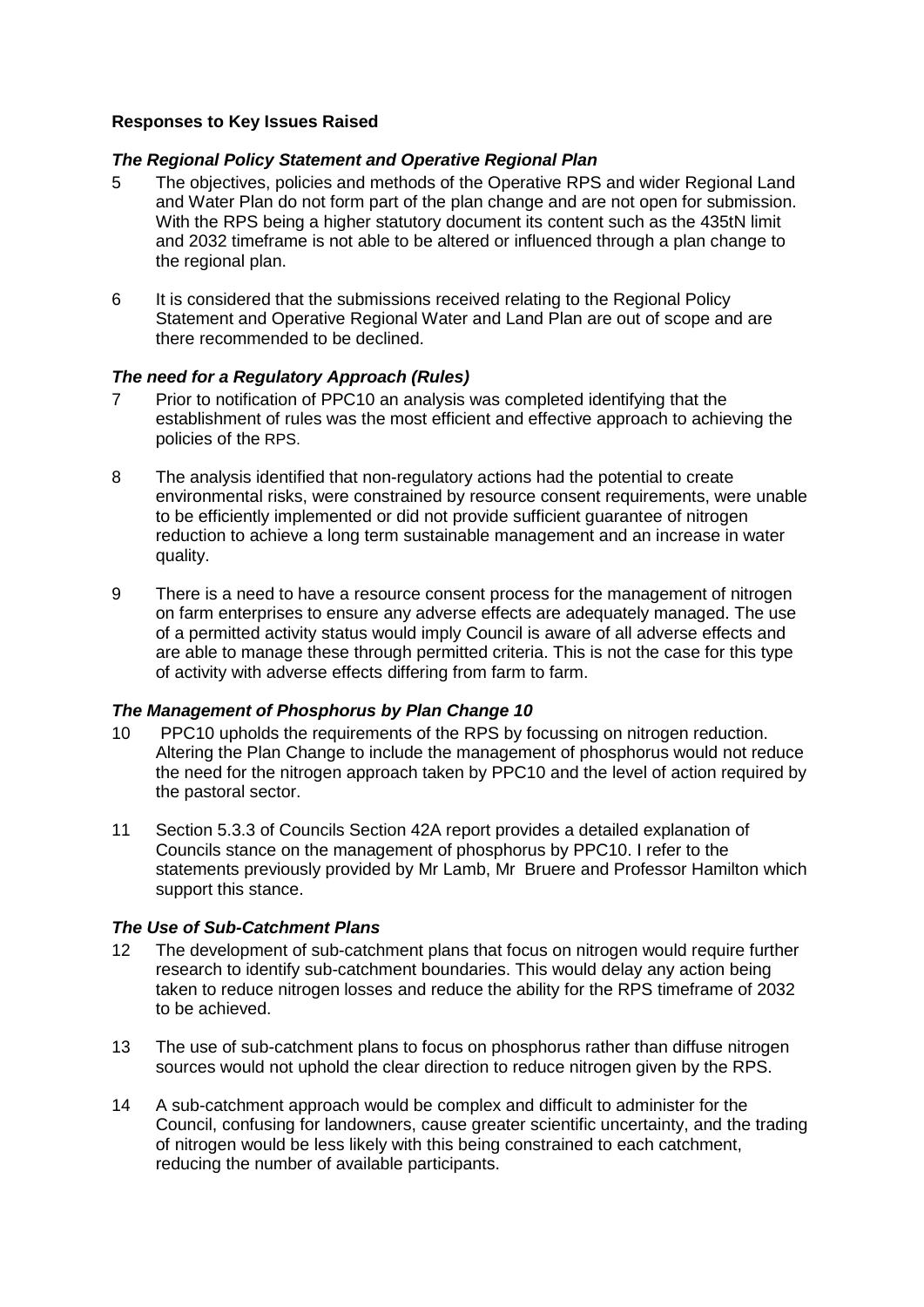**Responses to Key Issues Raised**

***The Regional Policy Statement and Operative Regional Plan***

5 The objectives, policies and methods of the Operative RPS and wider Regional Land and Water Plan do not form part of the plan change and are not open for submission. With the RPS being a higher statutory document its content such as the 435tN limit and 2032 timeframe is not able to be altered or influenced through a plan change to the regional plan.

6 It is considered that the submissions received relating to the Regional Policy Statement and Operative Regional Water and Land Plan are out of scope and are there recommended to be declined.

***The need for a Regulatory Approach (Rules)***

7 Prior to notification of PPC10 an analysis was completed identifying that the establishment of rules was the most efficient and effective approach to achieving the policies of the RPS.

8 The analysis identified that non-regulatory actions had the potential to create environmental risks, were constrained by resource consent requirements, were unable to be efficiently implemented or did not provide sufficient guarantee of nitrogen reduction to achieve a long term sustainable management and an increase in water quality.

9 There is a need to have a resource consent process for the management of nitrogen on farm enterprises to ensure any adverse effects are adequately managed. The use of a permitted activity status would imply Council is aware of all adverse effects and are able to manage these through permitted criteria. This is not the case for this type of activity with adverse effects differing from farm to farm.

***The Management of Phosphorus by Plan Change 10***

10 PPC10 upholds the requirements of the RPS by focussing on nitrogen reduction. Altering the Plan Change to include the management of phosphorus would not reduce the need for the nitrogen approach taken by PPC10 and the level of action required by the pastoral sector.

11 Section 5.3.3 of Councils Section 42A report provides a detailed explanation of Councils stance on the management of phosphorus by PPC10. I refer to the statements previously provided by Mr Lamb, Mr Bruere and Professor Hamilton which support this stance.

***The Use of Sub-Catchment Plans***

12 The development of sub-catchment plans that focus on nitrogen would require further research to identify sub-catchment boundaries. This would delay any action being taken to reduce nitrogen losses and reduce the ability for the RPS timeframe of 2032 to be achieved.

13 The use of sub-catchment plans to focus on phosphorus rather than diffuse nitrogen sources would not uphold the clear direction to reduce nitrogen given by the RPS.

14 A sub-catchment approach would be complex and difficult to administer for the Council, confusing for landowners, cause greater scientific uncertainty, and the trading of nitrogen would be less likely with this being constrained to each catchment, reducing the number of available participants.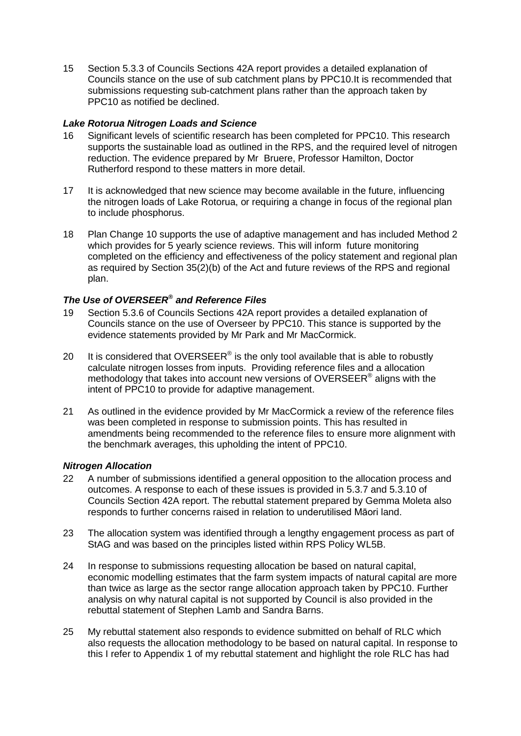15 Section 5.3.3 of Councils Sections 42A report provides a detailed explanation of Councils stance on the use of sub catchment plans by PPC10.It is recommended that submissions requesting sub-catchment plans rather than the approach taken by PPC10 as notified be declined.

***Lake Rotorua Nitrogen Loads and Science***

16 Significant levels of scientific research has been completed for PPC10. This research supports the sustainable load as outlined in the RPS, and the required level of nitrogen reduction. The evidence prepared by Mr Bruere, Professor Hamilton, Doctor Rutherford respond to these matters in more detail.

17 It is acknowledged that new science may become available in the future, influencing the nitrogen loads of Lake Rotorua, or requiring a change in focus of the regional plan to include phosphorus.

18 Plan Change 10 supports the use of adaptive management and has included Method 2 which provides for 5 yearly science reviews. This will inform future monitoring completed on the efficiency and effectiveness of the policy statement and regional plan as required by Section 35(2)(b) of the Act and future reviews of the RPS and regional plan.

***The Use of OVERSEER® and Reference Files***

19 Section 5.3.6 of Councils Sections 42A report provides a detailed explanation of Councils stance on the use of Overseer by PPC10. This stance is supported by the evidence statements provided by Mr Park and Mr MacCormick.

20 It is considered that OVERSEER® is the only tool available that is able to robustly calculate nitrogen losses from inputs. Providing reference files and a allocation methodology that takes into account new versions of OVERSEER® aligns with the intent of PPC10 to provide for adaptive management.

21 As outlined in the evidence provided by Mr MacCormick a review of the reference files was been completed in response to submission points. This has resulted in amendments being recommended to the reference files to ensure more alignment with the benchmark averages, this upholding the intent of PPC10.

***Nitrogen Allocation***

22 A number of submissions identified a general opposition to the allocation process and outcomes. A response to each of these issues is provided in 5.3.7 and 5.3.10 of Councils Section 42A report. The rebuttal statement prepared by Gemma Moleta also responds to further concerns raised in relation to underutilised Māori land.

23 The allocation system was identified through a lengthy engagement process as part of StAG and was based on the principles listed within RPS Policy WL5B.

24 In response to submissions requesting allocation be based on natural capital, economic modelling estimates that the farm system impacts of natural capital are more than twice as large as the sector range allocation approach taken by PPC10. Further analysis on why natural capital is not supported by Council is also provided in the rebuttal statement of Stephen Lamb and Sandra Barns.

25 My rebuttal statement also responds to evidence submitted on behalf of RLC which also requests the allocation methodology to be based on natural capital. In response to this I refer to Appendix 1 of my rebuttal statement and highlight the role RLC has had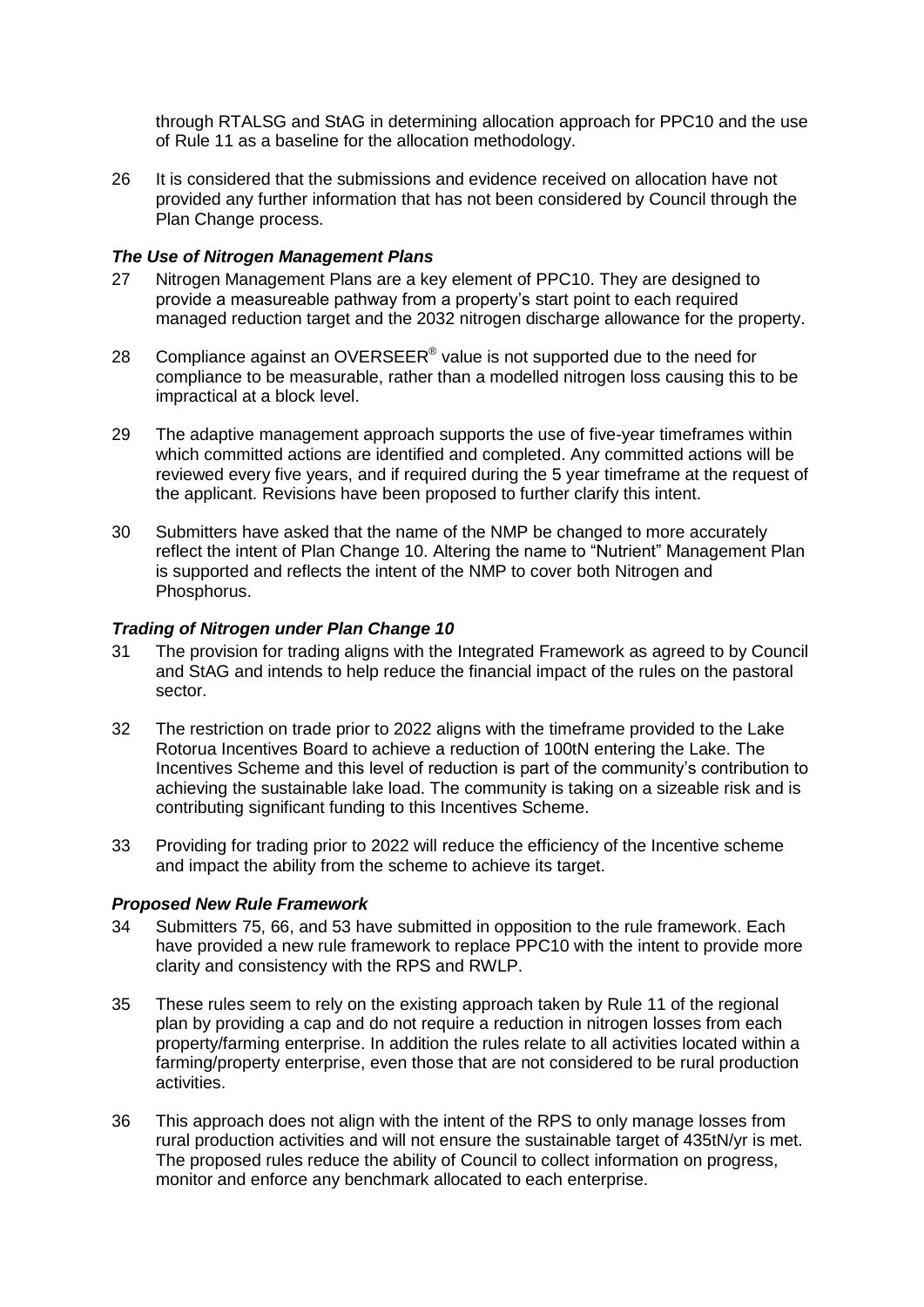through RTALSG and StAG in determining allocation approach for PPC10 and the use of Rule 11 as a baseline for the allocation methodology.

26 It is considered that the submissions and evidence received on allocation have not provided any further information that has not been considered by Council through the Plan Change process.

### *The Use of Nitrogen Management Plans*

27 Nitrogen Management Plans are a key element of PPC10. They are designed to provide a measureable pathway from a property's start point to each required managed reduction target and the 2032 nitrogen discharge allowance for the property.

28 Compliance against an OVERSEER® value is not supported due to the need for compliance to be measurable, rather than a modelled nitrogen loss causing this to be impractical at a block level.

29 The adaptive management approach supports the use of five-year timeframes within which committed actions are identified and completed. Any committed actions will be reviewed every five years, and if required during the 5 year timeframe at the request of the applicant. Revisions have been proposed to further clarify this intent.

30 Submitters have asked that the name of the NMP be changed to more accurately reflect the intent of Plan Change 10. Altering the name to "Nutrient" Management Plan is supported and reflects the intent of the NMP to cover both Nitrogen and Phosphorus.

### *Trading of Nitrogen under Plan Change 10*

31 The provision for trading aligns with the Integrated Framework as agreed to by Council and StAG and intends to help reduce the financial impact of the rules on the pastoral sector.

32 The restriction on trade prior to 2022 aligns with the timeframe provided to the Lake Rotorua Incentives Board to achieve a reduction of 100tN entering the Lake. The Incentives Scheme and this level of reduction is part of the community's contribution to achieving the sustainable lake load. The community is taking on a sizeable risk and is contributing significant funding to this Incentives Scheme.

33 Providing for trading prior to 2022 will reduce the efficiency of the Incentive scheme and impact the ability from the scheme to achieve its target.

### *Proposed New Rule Framework*

34 Submitters 75, 66, and 53 have submitted in opposition to the rule framework. Each have provided a new rule framework to replace PPC10 with the intent to provide more clarity and consistency with the RPS and RWLP.

35 These rules seem to rely on the existing approach taken by Rule 11 of the regional plan by providing a cap and do not require a reduction in nitrogen losses from each property/farming enterprise. In addition the rules relate to all activities located within a farming/property enterprise, even those that are not considered to be rural production activities.

36 This approach does not align with the intent of the RPS to only manage losses from rural production activities and will not ensure the sustainable target of 435tN/yr is met. The proposed rules reduce the ability of Council to collect information on progress, monitor and enforce any benchmark allocated to each enterprise.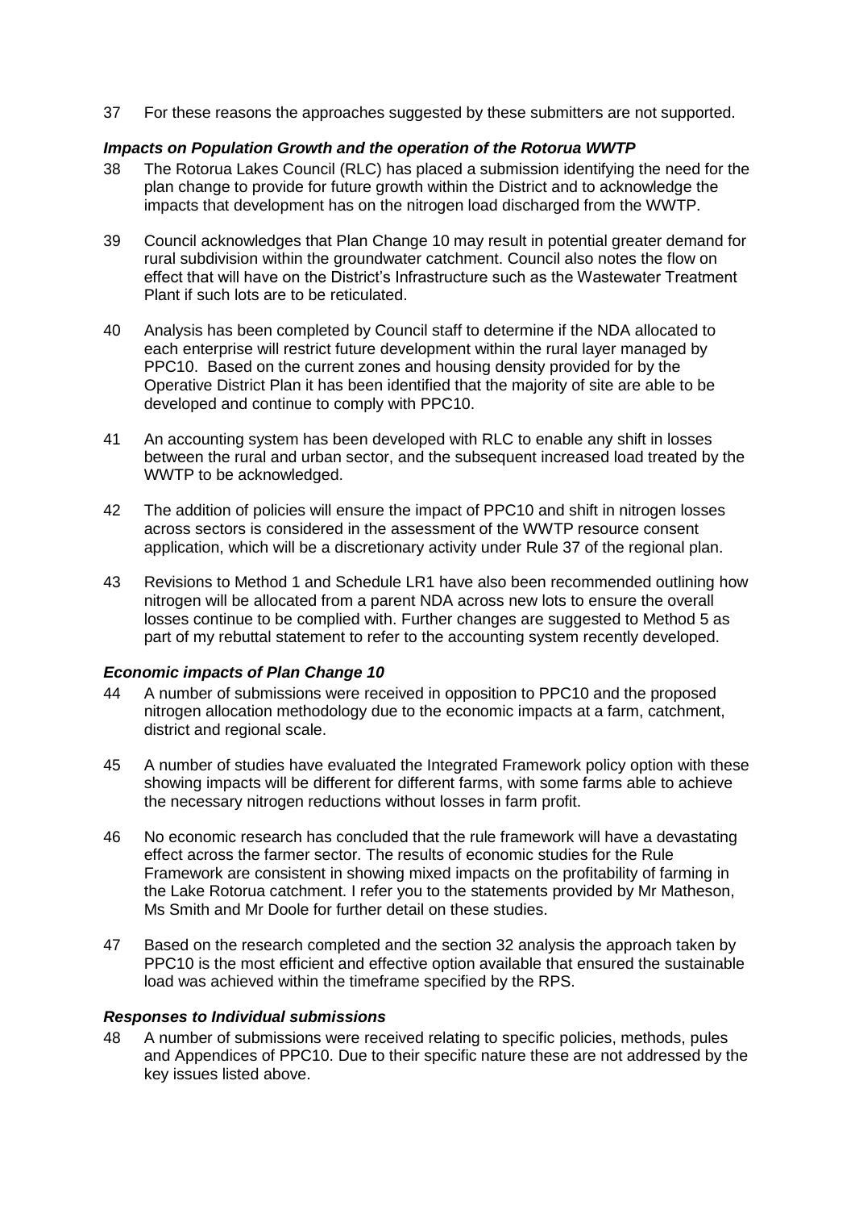37 For these reasons the approaches suggested by these submitters are not supported.

### *Impacts on Population Growth and the operation of the Rotorua WWTP*

38 The Rotorua Lakes Council (RLC) has placed a submission identifying the need for the plan change to provide for future growth within the District and to acknowledge the impacts that development has on the nitrogen load discharged from the WWTP.

39 Council acknowledges that Plan Change 10 may result in potential greater demand for rural subdivision within the groundwater catchment. Council also notes the flow on effect that will have on the District's Infrastructure such as the Wastewater Treatment Plant if such lots are to be reticulated.

40 Analysis has been completed by Council staff to determine if the NDA allocated to each enterprise will restrict future development within the rural layer managed by PPC10. Based on the current zones and housing density provided for by the Operative District Plan it has been identified that the majority of site are able to be developed and continue to comply with PPC10.

41 An accounting system has been developed with RLC to enable any shift in losses between the rural and urban sector, and the subsequent increased load treated by the WWTP to be acknowledged.

42 The addition of policies will ensure the impact of PPC10 and shift in nitrogen losses across sectors is considered in the assessment of the WWTP resource consent application, which will be a discretionary activity under Rule 37 of the regional plan.

43 Revisions to Method 1 and Schedule LR1 have also been recommended outlining how nitrogen will be allocated from a parent NDA across new lots to ensure the overall losses continue to be complied with. Further changes are suggested to Method 5 as part of my rebuttal statement to refer to the accounting system recently developed.

### *Economic impacts of Plan Change 10*

44 A number of submissions were received in opposition to PPC10 and the proposed nitrogen allocation methodology due to the economic impacts at a farm, catchment, district and regional scale.

45 A number of studies have evaluated the Integrated Framework policy option with these showing impacts will be different for different farms, with some farms able to achieve the necessary nitrogen reductions without losses in farm profit.

46 No economic research has concluded that the rule framework will have a devastating effect across the farmer sector. The results of economic studies for the Rule Framework are consistent in showing mixed impacts on the profitability of farming in the Lake Rotorua catchment. I refer you to the statements provided by Mr Matheson, Ms Smith and Mr Doole for further detail on these studies.

47 Based on the research completed and the section 32 analysis the approach taken by PPC10 is the most efficient and effective option available that ensured the sustainable load was achieved within the timeframe specified by the RPS.

### *Responses to Individual submissions*

48 A number of submissions were received relating to specific policies, methods, pules and Appendices of PPC10. Due to their specific nature these are not addressed by the key issues listed above.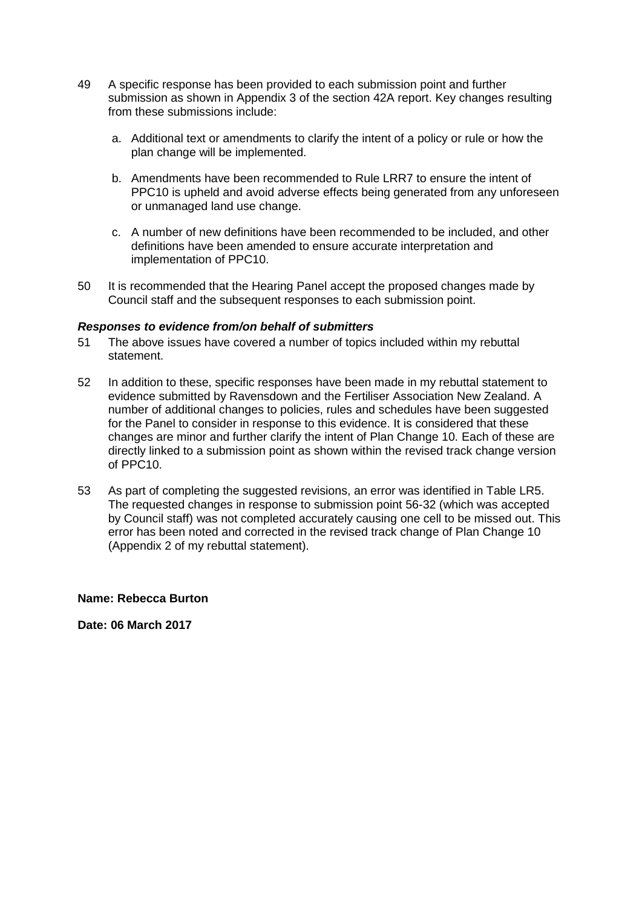49 A specific response has been provided to each submission point and further submission as shown in Appendix 3 of the section 42A report. Key changes resulting from these submissions include:

a. Additional text or amendments to clarify the intent of a policy or rule or how the plan change will be implemented.

b. Amendments have been recommended to Rule LRR7 to ensure the intent of PPC10 is upheld and avoid adverse effects being generated from any unforeseen or unmanaged land use change.

c. A number of new definitions have been recommended to be included, and other definitions have been amended to ensure accurate interpretation and implementation of PPC10.

50 It is recommended that the Hearing Panel accept the proposed changes made by Council staff and the subsequent responses to each submission point.

***Responses to evidence from/on behalf of submitters***

51 The above issues have covered a number of topics included within my rebuttal statement.

52 In addition to these, specific responses have been made in my rebuttal statement to evidence submitted by Ravensdown and the Fertiliser Association New Zealand. A number of additional changes to policies, rules and schedules have been suggested for the Panel to consider in response to this evidence. It is considered that these changes are minor and further clarify the intent of Plan Change 10. Each of these are directly linked to a submission point as shown within the revised track change version of PPC10.

53 As part of completing the suggested revisions, an error was identified in Table LR5. The requested changes in response to submission point 56-32 (which was accepted by Council staff) was not completed accurately causing one cell to be missed out. This error has been noted and corrected in the revised track change of Plan Change 10 (Appendix 2 of my rebuttal statement).

**Name: Rebecca Burton**

**Date: 06 March 2017**